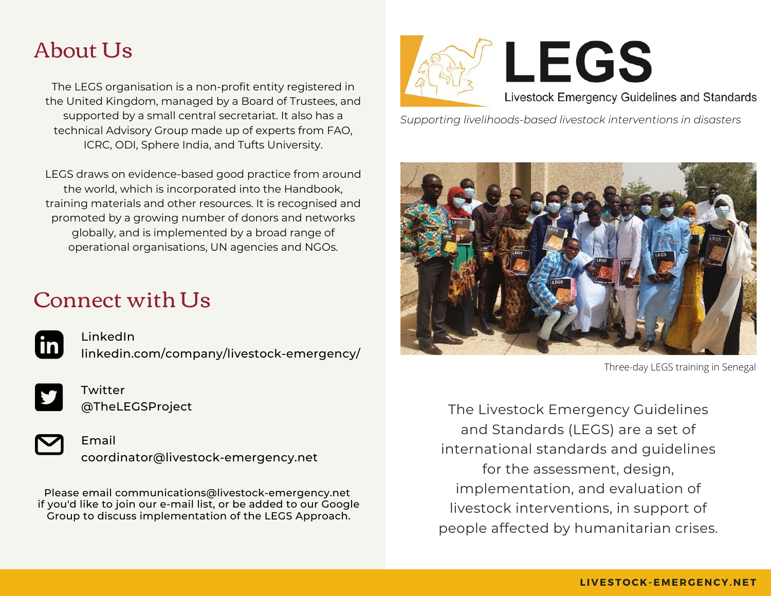# LEGS

Livestock Emergency Guidelines and Standards

*Supporting livelihoods-based livestock interventions in disasters*

Three-day LEGS training in Senegal

The Livestock Emergency Guidelines and Standards (LEGS) are a set of international standards and guidelines for the assessment, design, implementation, and evaluation of livestock interventions, in support of people affected by humanitarian crises.

## About Us

The LEGS organisation is a non-profit entity registered in the United Kingdom, managed by a Board of Trustees, and supported by a small central secretariat. It also has a technical Advisory Group made up of experts from FAO, ICRC, ODI, Sphere India, and Tufts University.

LEGS draws on evidence-based good practice from around the world, which is incorporated into the Handbook, training materials and other resources. It is recognised and promoted by a growing number of donors and networks globally, and is implemented by a broad range of operational organisations, UN agencies and NGOs.

## Connect with Us

LinkedIn
linkedin.com/company/livestock-emergency/

Twitter
@TheLEGSProject

Email
coordinator@livestock-emergency.net

Please email communications@livestock-emergency.net if you'd like to join our e-mail list, or be added to our Google Group to discuss implementation of the LEGS Approach.

**LIVESTOCK-EMERGENCY.NET**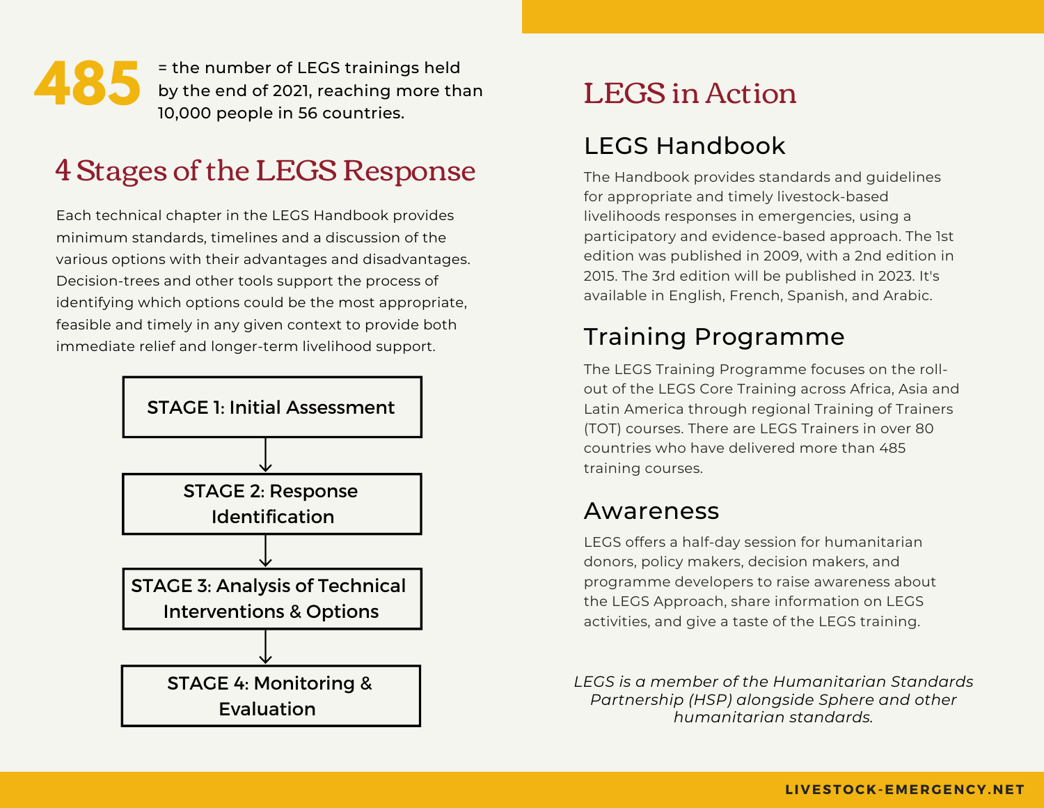**485** = the number of LEGS trainings held by the end of 2021, reaching more than 10,000 people in 56 countries.

## 4 Stages of the LEGS Response

Each technical chapter in the LEGS Handbook provides minimum standards, timelines and a discussion of the various options with their advantages and disadvantages. Decision-trees and other tools support the process of identifying which options could be the most appropriate, feasible and timely in any given context to provide both immediate relief and longer-term livelihood support.

STAGE 1: Initial Assessment

↓

STAGE 2: Response Identification

↓

STAGE 3: Analysis of Technical Interventions & Options

↓

STAGE 4: Monitoring & Evaluation

## LEGS in Action

### LEGS Handbook

The Handbook provides standards and guidelines for appropriate and timely livestock-based livelihoods responses in emergencies, using a participatory and evidence-based approach. The 1st edition was published in 2009, with a 2nd edition in 2015. The 3rd edition will be published in 2023. It's available in English, French, Spanish, and Arabic.

### Training Programme

The LEGS Training Programme focuses on the roll-out of the LEGS Core Training across Africa, Asia and Latin America through regional Training of Trainers (TOT) courses. There are LEGS Trainers in over 80 countries who have delivered more than 485 training courses.

### Awareness

LEGS offers a half-day session for humanitarian donors, policy makers, decision makers, and programme developers to raise awareness about the LEGS Approach, share information on LEGS activities, and give a taste of the LEGS training.

*LEGS is a member of the Humanitarian Standards Partnership (HSP) alongside Sphere and other humanitarian standards.*

LIVESTOCK-EMERGENCY.NET